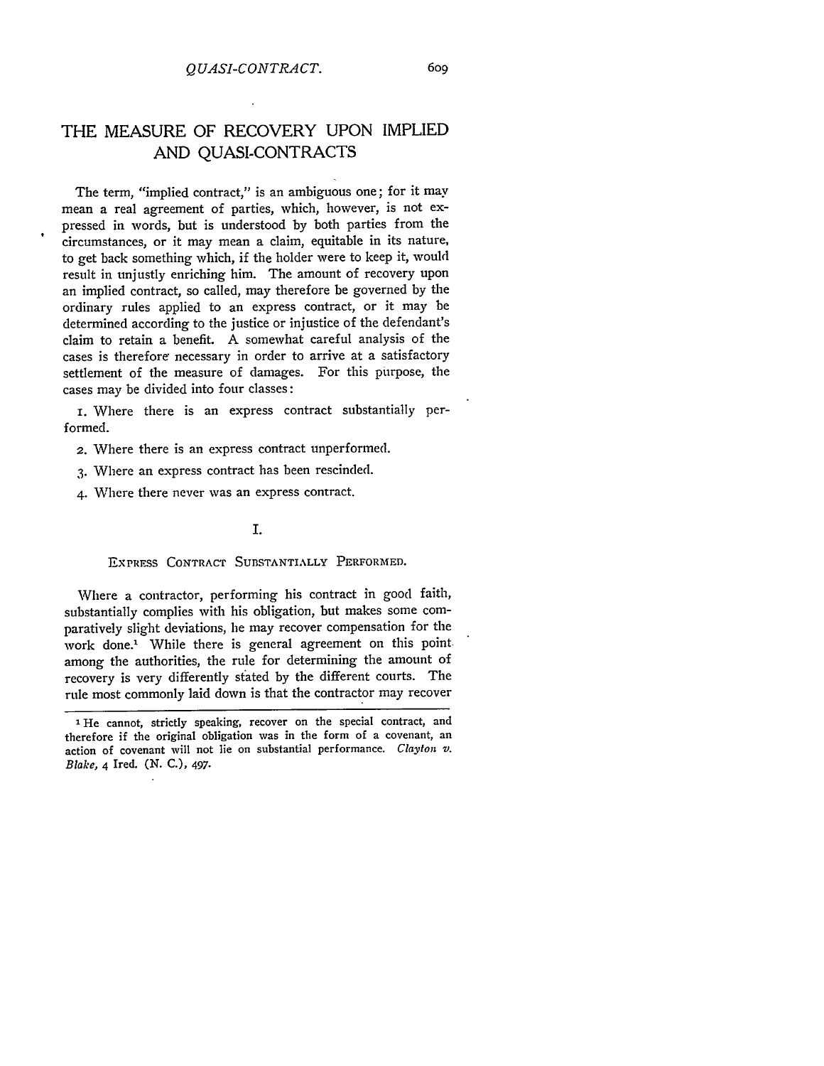# THE MEASURE OF RECOVERY UPON IMPLIED AND QUASI-CONTRACTS

The term, "implied contract," is an ambiguous one; for it may mean a real agreement of parties, which, however, is not expressed in words, but is understood by both parties from the circumstances, or it may mean a claim, equitable in its nature, to get back something which, if the holder were to keep it, would result in unjustly enriching him. The amount of recovery upon an implied contract, so called, may therefore be governed by the ordinary rules applied to an express contract, or it may be determined according to the justice or injustice of the defendant's claim to retain a benefit. A somewhat careful analysis of the cases is therefore necessary in order to arrive at a satisfactory settlement of the measure of damages. For this purpose, the cases may be divided into four classes:

1. Where there is an express contract substantially performed.
2. Where there is an express contract unperformed.
3. Where an express contract has been rescinded.
4. Where there never was an express contract.

## I.

### EXPRESS CONTRACT SUBSTANTIALLY PERFORMED.

Where a contractor, performing his contract in good faith, substantially complies with his obligation, but makes some comparatively slight deviations, he may recover compensation for the work done.[1] While there is general agreement on this point among the authorities, the rule for determining the amount of recovery is very differently stated by the different courts. The rule most commonly laid down is that the contractor may recover

[1] He cannot, strictly speaking, recover on the special contract, and therefore if the original obligation was in the form of a covenant, an action of covenant will not lie on substantial performance. *Clayton v. Blake*, 4 Ired. (N. C.), 497.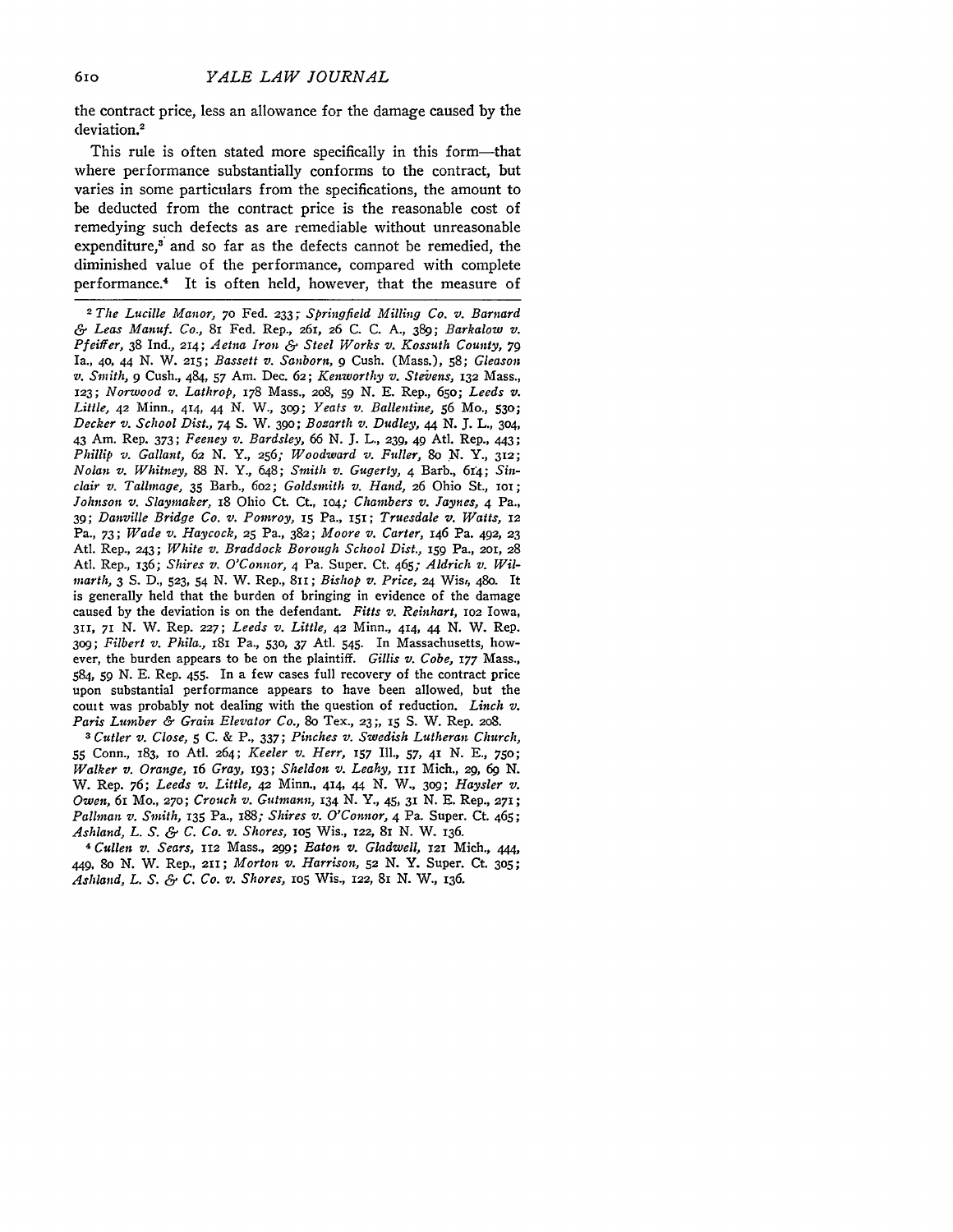the contract price, less an allowance for the damage caused by the deviation.[2]

This rule is often stated more specifically in this form—that where performance substantially conforms to the contract, but varies in some particulars from the specifications, the amount to be deducted from the contract price is the reasonable cost of remedying such defects as are remediable without unreasonable expenditure,[3] and so far as the defects cannot be remedied, the diminished value of the performance, compared with complete performance.[4] It is often held, however, that the measure of

---

[2] *The Lucille Manor*, 70 Fed. 233; *Springfield Milling Co. v. Barnard & Leas Manuf. Co.*, 81 Fed. Rep., 261, 26 C. C. A., 389; *Barkalow v. Pfeiffer*, 38 Ind., 214; *Aetna Iron & Steel Works v. Kossuth County*, 79 Ia., 40, 44 N. W. 215; *Bassett v. Sanborn*, 9 Cush. (Mass.), 58; *Gleason v. Smith*, 9 Cush., 484, 57 Am. Dec. 62; *Kenworthy v. Stevens*, 132 Mass., 123; *Norwood v. Lathrop*, 178 Mass., 208, 59 N. E. Rep., 650; *Leeds v. Little*, 42 Minn., 414, 44 N. W., 309; *Yeats v. Ballentine*, 56 Mo., 530; *Decker v. School Dist.*, 74 S. W. 390; *Bozarth v. Dudley*, 44 N. J. L., 304, 43 Am. Rep. 373; *Feeney v. Bardsley*, 66 N. J. L., 239, 49 Atl. Rep., 443; *Phillip v. Gallant*, 62 N. Y., 256; *Woodward v. Fuller*, 80 N. Y., 312; *Nolan v. Whitney*, 88 N. Y., 648; *Smith v. Gugerty*, 4 Barb., 614; *Sinclair v. Tallmage*, 35 Barb., 602; *Goldsmith v. Hand*, 26 Ohio St., 101; *Johnson v. Slaymaker*, 18 Ohio Ct. Ct., 104; *Chambers v. Jaynes*, 4 Pa., 39; *Danville Bridge Co. v. Pomroy*, 15 Pa., 151; *Truesdale v. Watts*, 12 Pa., 73; *Wade v. Haycock*, 25 Pa., 382; *Moore v. Carter*, 146 Pa. 492, 23 Atl. Rep., 243; *White v. Braddock Borough School Dist.*, 159 Pa., 201, 28 Atl. Rep., 136; *Shires v. O'Connor*, 4 Pa. Super. Ct. 465; *Aldrich v. Wilmarth*, 3 S. D., 523, 54 N. W. Rep., 811; *Bishop v. Price*, 24 Wis., 480. It is generally held that the burden of bringing in evidence of the damage caused by the deviation is on the defendant. *Fitts v. Reinhart*, 102 Iowa, 311, 71 N. W. Rep. 227; *Leeds v. Little*, 42 Minn., 414, 44 N. W. Rep. 309; *Filbert v. Phila.*, 181 Pa., 530, 37 Atl. 545. In Massachusetts, however, the burden appears to be on the plaintiff. *Gillis v. Cobe*, 177 Mass., 584, 59 N. E. Rep. 455. In a few cases full recovery of the contract price upon substantial performance appears to have been allowed, but the court was probably not dealing with the question of reduction. *Linch v. Paris Lumber & Grain Elevator Co.*, 80 Tex., 23;, 15 S. W. Rep. 208.

[3] *Cutler v. Close*, 5 C. & P., 337; *Pinches v. Swedish Lutheran Church*, 55 Conn., 183, 10 Atl. 264; *Keeler v. Herr*, 157 Ill., 57, 41 N. E., 750; *Walker v. Orange*, 16 Gray, 193; *Sheldon v. Leahy*, 111 Mich., 29, 69 N. W. Rep. 76; *Leeds v. Little*, 42 Minn., 414, 44 N. W., 309; *Haysler v. Owen*, 61 Mo., 270; *Crouch v. Gutmann*, 134 N. Y., 45, 31 N. E. Rep., 271; *Pallman v. Smith*, 135 Pa., 188; *Shires v. O'Connor*, 4 Pa. Super. Ct. 465; *Ashland, L. S. & C. Co. v. Shores*, 105 Wis., 122, 81 N. W. 136.

[4] *Cullen v. Sears*, 112 Mass., 299; *Eaton v. Gladwell*, 121 Mich., 444, 449, 80 N. W. Rep., 211; *Morton v. Harrison*, 52 N. Y. Super. Ct. 305; *Ashland, L. S. & C. Co. v. Shores*, 105 Wis., 122, 81 N. W., 136.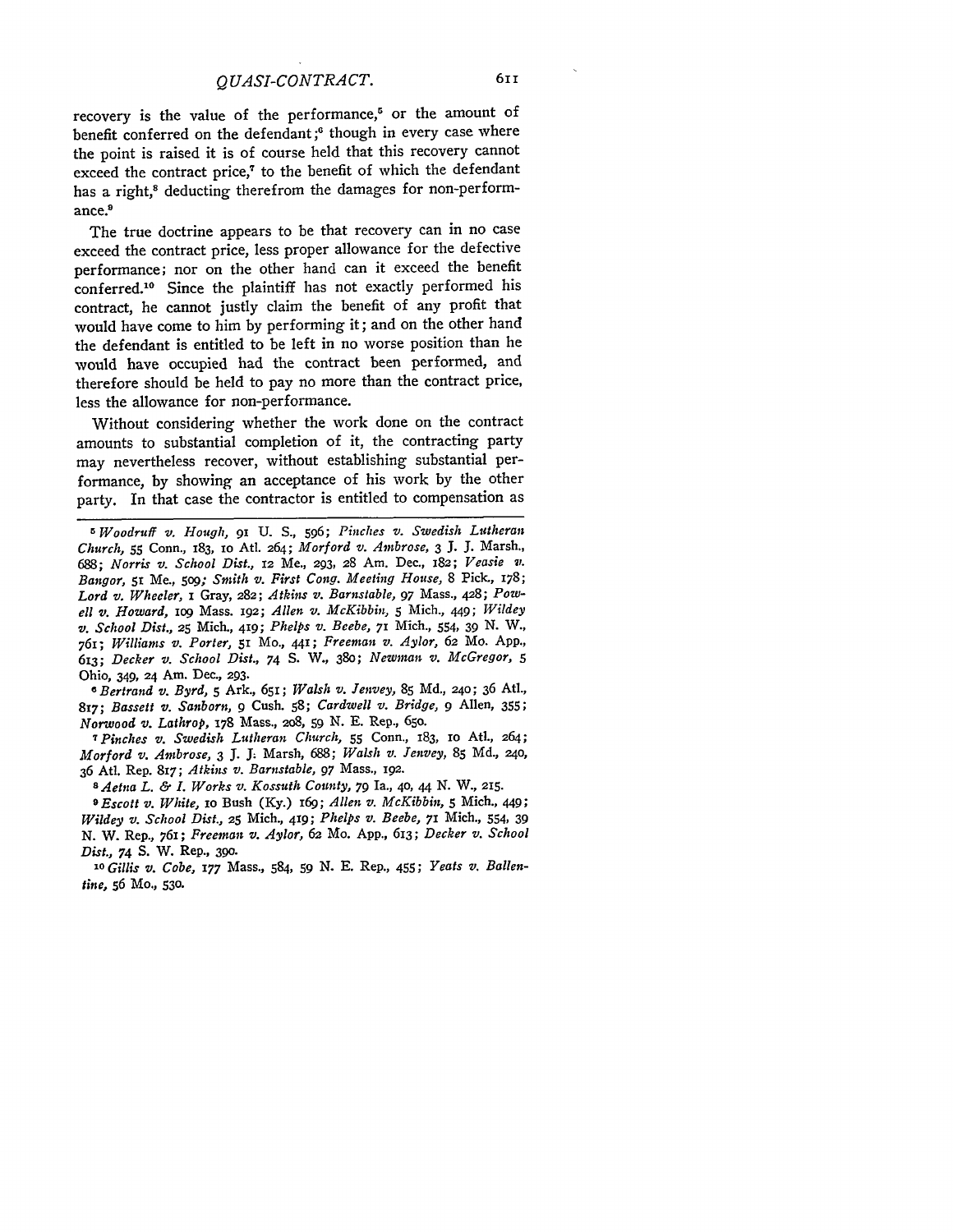recovery is the value of the performance,[5] or the amount of benefit conferred on the defendant;[6] though in every case where the point is raised it is of course held that this recovery cannot exceed the contract price,[7] to the benefit of which the defendant has a right,[8] deducting therefrom the damages for non-performance.[9]

The true doctrine appears to be that recovery can in no case exceed the contract price, less proper allowance for the defective performance; nor on the other hand can it exceed the benefit conferred.[10] Since the plaintiff has not exactly performed his contract, he cannot justly claim the benefit of any profit that would have come to him by performing it; and on the other hand the defendant is entitled to be left in no worse position than he would have occupied had the contract been performed, and therefore should be held to pay no more than the contract price, less the allowance for non-performance.

Without considering whether the work done on the contract amounts to substantial completion of it, the contracting party may nevertheless recover, without establishing substantial performance, by showing an acceptance of his work by the other party. In that case the contractor is entitled to compensation as

---

[5] *Woodruff v. Hough*, 91 U. S., 596; *Pinches v. Swedish Lutheran Church*, 55 Conn., 183, 10 Atl. 264; *Morford v. Ambrose*, 3 J. J. Marsh., 688; *Norris v. School Dist.*, 12 Me., 293, 28 Am. Dec., 182; *Veasie v. Bangor*, 51 Me., 509; *Smith v. First Cong. Meeting House*, 8 Pick., 178; *Lord v. Wheeler*, 1 Gray, 282; *Atkins v. Barnstable*, 97 Mass., 428; *Powell v. Howard*, 109 Mass. 192; *Allen v. McKibbin*, 5 Mich., 449; *Wildey v. School Dist.*, 25 Mich., 419; *Phelps v. Beebe*, 71 Mich., 554, 39 N. W., 761; *Williams v. Porter*, 51 Mo., 441; *Freeman v. Aylor*, 62 Mo. App., 613; *Decker v. School Dist.*, 74 S. W., 380; *Newman v. McGregor*, 5 Ohio, 349, 24 Am. Dec., 293.

[6] *Bertrand v. Byrd*, 5 Ark., 651; *Walsh v. Jenvey*, 85 Md., 240; 36 Atl., 817; *Bassett v. Sanborn*, 9 Cush. 58; *Cardwell v. Bridge*, 9 Allen, 355; *Norwood v. Lathrop*, 178 Mass., 208, 59 N. E. Rep., 650.

[7] *Pinches v. Swedish Lutheran Church*, 55 Conn., 183, 10 Atl., 264; *Morford v. Ambrose*, 3 J. J. Marsh, 688; *Walsh v. Jenvey*, 85 Md., 240, 36 Atl. Rep. 817; *Atkins v. Barnstable*, 97 Mass., 192.

[8] *Aetna L. & I. Works v. Kossuth County*, 79 Ia., 40, 44 N. W., 215.

[9] *Escott v. White*, 10 Bush (Ky.) 169; *Allen v. McKibbin*, 5 Mich., 449; *Wildey v. School Dist.*, 25 Mich., 419; *Phelps v. Beebe*, 71 Mich., 554, 39 N. W. Rep., 761; *Freeman v. Aylor*, 62 Mo. App., 613; *Decker v. School Dist.*, 74 S. W. Rep., 390.

[10] *Gillis v. Cobe*, 177 Mass., 584, 59 N. E. Rep., 455; *Yeats v. Ballentine*, 56 Mo., 530.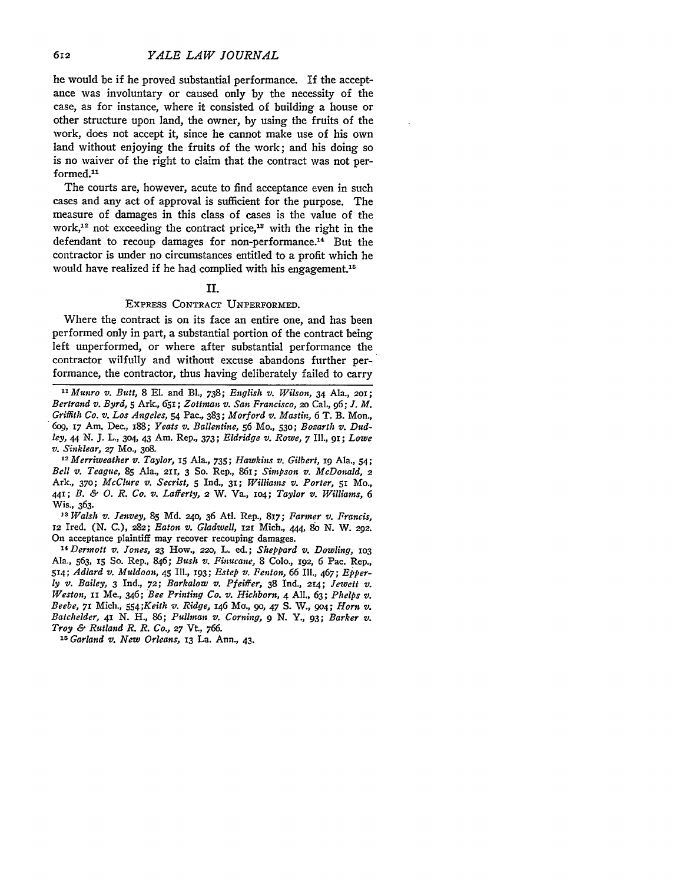he would be if he proved substantial performance. If the acceptance was involuntary or caused only by the necessity of the case, as for instance, where it consisted of building a house or other structure upon land, the owner, by using the fruits of the work, does not accept it, since he cannot make use of his own land without enjoying the fruits of the work; and his doing so is no waiver of the right to claim that the contract was not performed.[11]

The courts are, however, acute to find acceptance even in such cases and any act of approval is sufficient for the purpose. The measure of damages in this class of cases is the value of the work,[12] not exceeding the contract price,[13] with the right in the defendant to recoup damages for non-performance.[14] But the contractor is under no circumstances entitled to a profit which he would have realized if he had complied with his engagement.[15]

## II.

### Express Contract Unperformed.

Where the contract is on its face an entire one, and has been performed only in part, a substantial portion of the contract being left unperformed, or where after substantial performance the contractor wilfully and without excuse abandons further performance, the contractor, thus having deliberately failed to carry

---

[11] *Munro v. Butt*, 8 El. and Bl., 738; *English v. Wilson*, 34 Ala., 201; *Bertrand v. Byrd*, 5 Ark., 651; *Zottman v. San Francisco*, 20 Cal., 96; *J. M. Griffith Co. v. Los Angeles*, 54 Pac., 383; *Morford v. Mastin*, 6 T. B. Mon., 609, 17 Am. Dec., 188; *Yeats v. Ballentine*, 56 Mo., 530; *Bozarth v. Dudley*, 44 N. J. L., 304, 43 Am. Rep., 373; *Eldridge v. Rowe*, 7 Ill., 91; *Lowe v. Sinklear*, 27 Mo., 308.

[12] *Merriweather v. Taylor*, 15 Ala., 735; *Hawkins v. Gilbert*, 19 Ala., 54; *Bell v. Teague*, 85 Ala., 211, 3 So. Rep., 861; *Simpson v. McDonald*, 2 Ark., 370; *McClure v. Secrist*, 5 Ind., 31; *Williams v. Porter*, 51 Mo., 441; *B. & O. R. Co. v. Lafferty*, 2 W. Va., 104; *Taylor v. Williams*, 6 Wis., 363.

[13] *Walsh v. Jenvey*, 85 Md. 240, 36 Atl. Rep., 817; *Farmer v. Francis*, 12 Ired. (N. C.), 282; *Eaton v. Gladwell*, 121 Mich., 444, 80 N. W. 292. On acceptance plaintiff may recover recouping damages.

[14] *Dermott v. Jones*, 23 How., 220, L. ed.; *Sheppard v. Dowling*, 103 Ala., 563, 15 So. Rep., 846; *Bush v. Finucane*, 8 Colo., 192, 6 Pac. Rep., 514; *Adlard v. Muldoon*, 45 Ill., 193; *Estep v. Fenton*, 66 Ill., 467; *Epperly v. Bailey*, 3 Ind., 72; *Barkalow v. Pfeiffer*, 38 Ind., 214; *Jewett v. Weston*, 11 Me., 346; *Bee Printing Co. v. Hichborn*, 4 All., 63; *Phelps v. Beebe*, 71 Mich., 554; *Keith v. Ridge*, 146 Mo., 90, 47 S. W., 904; *Horn v. Batchelder*, 41 N. H., 86; *Pullman v. Corning*, 9 N. Y., 93; *Barker v. Troy & Rutland R. R. Co.*, 27 Vt., 766.

[15] *Garland v. New Orleans*, 13 La. Ann., 43.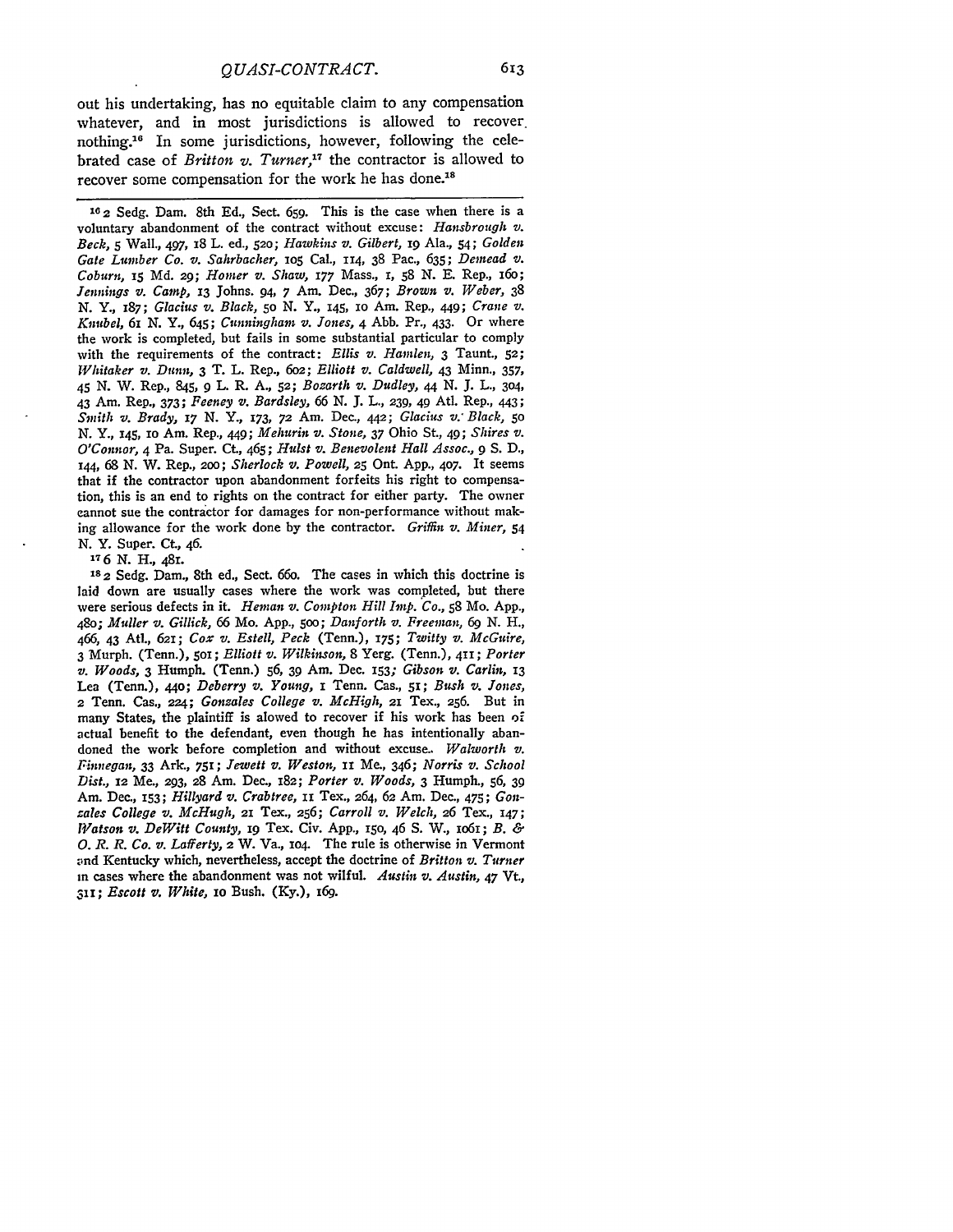out his undertaking, has no equitable claim to any compensation whatever, and in most jurisdictions is allowed to recover nothing.[16] In some jurisdictions, however, following the celebrated case of *Britton v. Turner*,[17] the contractor is allowed to recover some compensation for the work he has done.[18]

---

[16] 2 Sedg. Dam. 8th Ed., Sect. 659. This is the case when there is a voluntary abandonment of the contract without excuse: *Hansbrough v. Beck*, 5 Wall., 497, 18 L. ed., 520; *Hawkins v. Gilbert*, 19 Ala., 54; *Golden Gate Lumber Co. v. Sahrbacher*, 105 Cal., 114, 38 Pac., 635; *Demead v. Coburn*, 15 Md. 29; *Homer v. Shaw*, 177 Mass., 1, 58 N. E. Rep., 160; *Jennings v. Camp*, 13 Johns. 94, 7 Am. Dec., 367; *Brown v. Weber*, 38 N. Y., 187; *Glacius v. Black*, 50 N. Y., 145, 10 Am. Rep., 449; *Crane v. Knubel*, 61 N. Y., 645; *Cunningham v. Jones*, 4 Abb. Pr., 433. Or where the work is completed, but fails in some substantial particular to comply with the requirements of the contract: *Ellis v. Hamlen*, 3 Taunt., 52; *Whitaker v. Dunn*, 3 T. L. Rep., 602; *Elliott v. Caldwell*, 43 Minn., 357, 45 N. W. Rep., 845, 9 L. R. A., 52; *Bozarth v. Dudley*, 44 N. J. L., 304, 43 Am. Rep., 373; *Feeney v. Bardsley*, 66 N. J. L., 239, 49 Atl. Rep., 443; *Smith v. Brady*, 17 N. Y., 173, 72 Am. Dec., 442; *Glacius v. Black*, 50 N. Y., 145, 10 Am. Rep., 449; *Mehurin v. Stone*, 37 Ohio St., 49; *Shires v. O'Connor*, 4 Pa. Super. Ct., 465; *Hulst v. Benevolent Hall Assoc.*, 9 S. D., 144, 68 N. W. Rep., 200; *Sherlock v. Powell*, 25 Ont. App., 407. It seems that if the contractor upon abandonment forfeits his right to compensation, this is an end to rights on the contract for either party. The owner cannot sue the contractor for damages for non-performance without making allowance for the work done by the contractor. *Griffin v. Miner*, 54 N. Y. Super. Ct., 46.

[17] 6 N. H., 481.

[18] 2 Sedg. Dam., 8th ed., Sect. 660. The cases in which this doctrine is laid down are usually cases where the work was completed, but there were serious defects in it. *Heman v. Compton Hill Imp. Co.*, 58 Mo. App., 480; *Muller v. Gillick*, 66 Mo. App., 500; *Danforth v. Freeman*, 69 N. H., 466, 43 Atl., 621; *Cox v. Estell*, Peck (Tenn.), 175; *Twitty v. McGuire*, 3 Murph. (Tenn.), 501; *Elliott v. Wilkinson*, 8 Yerg. (Tenn.), 411; *Porter v. Woods*, 3 Humph. (Tenn.) 56, 39 Am. Dec. 153; *Gibson v. Carlin*, 13 Lea (Tenn.), 440; *Deberry v. Young*, 1 Tenn. Cas., 51; *Bush v. Jones*, 2 Tenn. Cas., 224; *Gonzales College v. McHigh*, 21 Tex., 256. But in many States, the plaintiff is allowed to recover if his work has been of actual benefit to the defendant, even though he has intentionally abandoned the work before completion and without excuse. *Walworth v. Finnegan*, 33 Ark., 751; *Jewett v. Weston*, 11 Me., 346; *Norris v. School Dist.*, 12 Me., 293, 28 Am. Dec., 182; *Porter v. Woods*, 3 Humph., 56, 39 Am. Dec., 153; *Hillyard v. Crabtree*, 11 Tex., 264, 62 Am. Dec., 475; *Gonzales College v. McHugh*, 21 Tex., 256; *Carroll v. Welch*, 26 Tex., 147; *Watson v. DeWitt County*, 19 Tex. Civ. App., 150, 46 S. W., 1061; *B. & O. R. R. Co. v. Lafferty*, 2 W. Va., 104. The rule is otherwise in Vermont and Kentucky which, nevertheless, accept the doctrine of *Britton v. Turner* in cases where the abandonment was not wilful. *Austin v. Austin*, 47 Vt., 311; *Escott v. White*, 10 Bush. (Ky.), 169.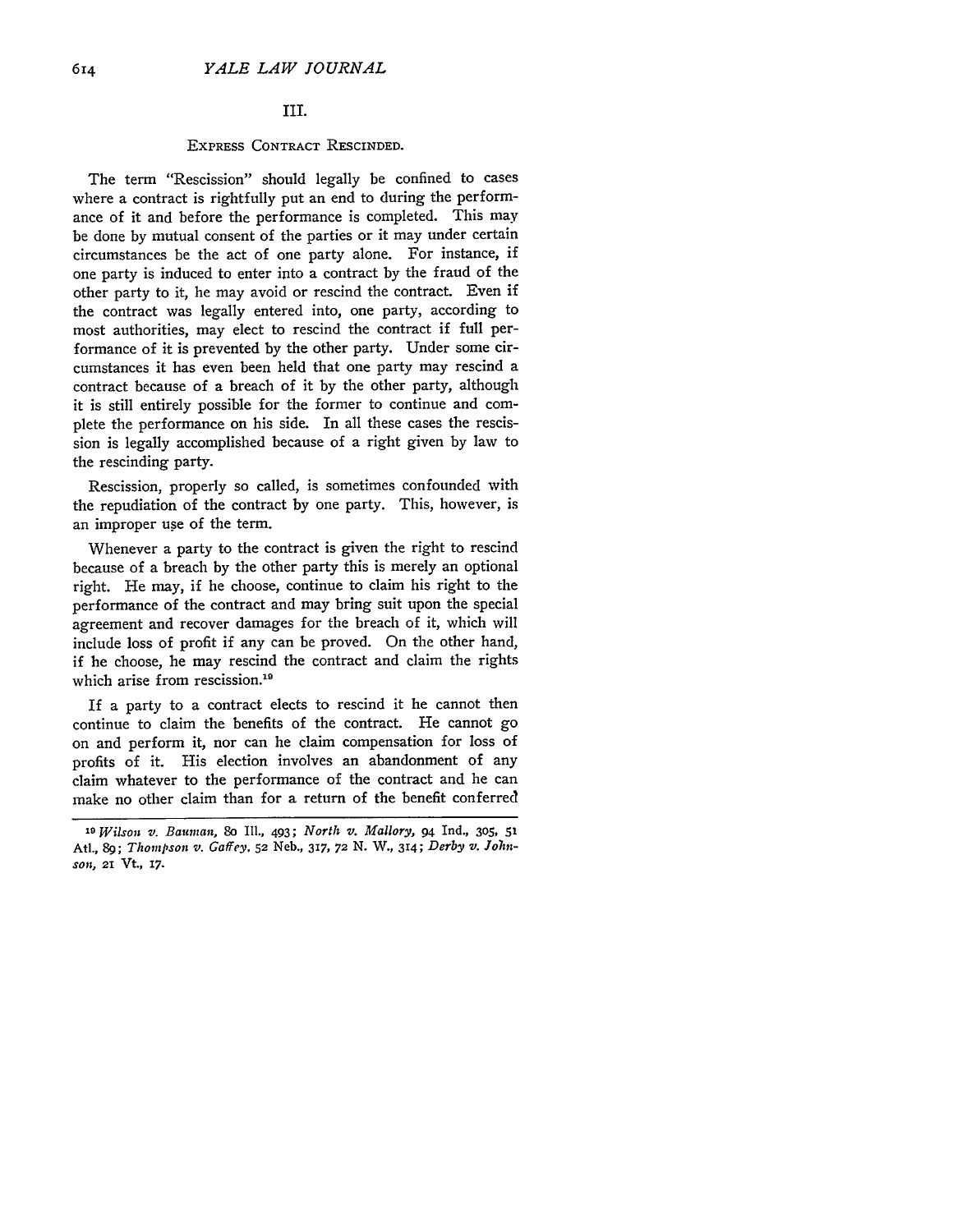## III.

### Express Contract Rescinded.

The term "Rescission" should legally be confined to cases where a contract is rightfully put an end to during the performance of it and before the performance is completed. This may be done by mutual consent of the parties or it may under certain circumstances be the act of one party alone. For instance, if one party is induced to enter into a contract by the fraud of the other party to it, he may avoid or rescind the contract. Even if the contract was legally entered into, one party, according to most authorities, may elect to rescind the contract if full performance of it is prevented by the other party. Under some circumstances it has even been held that one party may rescind a contract because of a breach of it by the other party, although it is still entirely possible for the former to continue and complete the performance on his side. In all these cases the rescission is legally accomplished because of a right given by law to the rescinding party.

Rescission, properly so called, is sometimes confounded with the repudiation of the contract by one party. This, however, is an improper use of the term.

Whenever a party to the contract is given the right to rescind because of a breach by the other party this is merely an optional right. He may, if he choose, continue to claim his right to the performance of the contract and may bring suit upon the special agreement and recover damages for the breach of it, which will include loss of profit if any can be proved. On the other hand, if he choose, he may rescind the contract and claim the rights which arise from rescission.[19]

If a party to a contract elects to rescind it he cannot then continue to claim the benefits of the contract. He cannot go on and perform it, nor can he claim compensation for loss of profits of it. His election involves an abandonment of any claim whatever to the performance of the contract and he can make no other claim than for a return of the benefit conferred

---

[19] *Wilson v. Bauman*, 80 Ill., 493; *North v. Mallory*, 94 Ind., 305, 51 Atl., 89; *Thompson v. Gaffey*, 52 Neb., 317, 72 N. W., 314; *Derby v. Johnson*, 21 Vt., 17.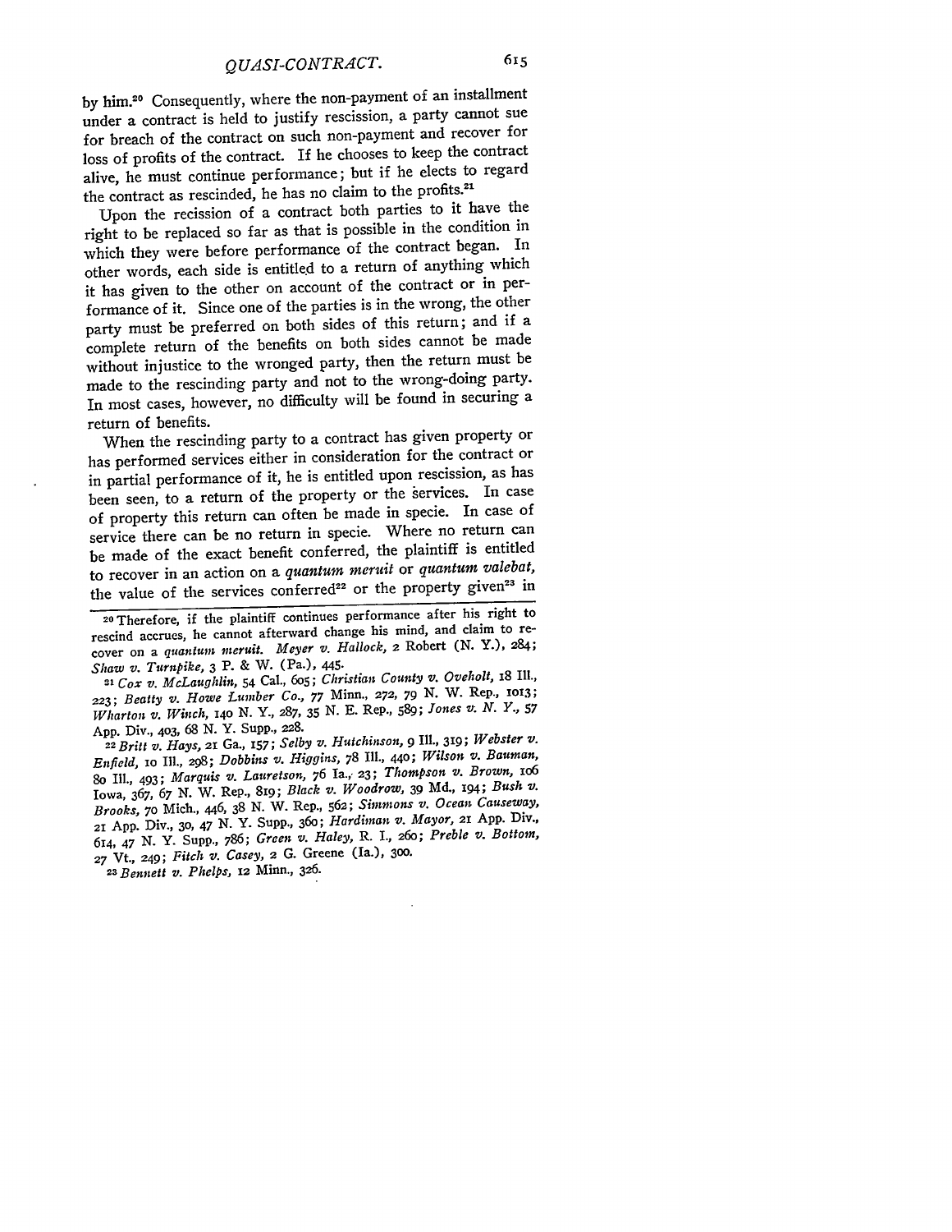by him.[20] Consequently, where the non-payment of an installment under a contract is held to justify rescission, a party cannot sue for breach of the contract on such non-payment and recover for loss of profits of the contract. If he chooses to keep the contract alive, he must continue performance; but if he elects to regard the contract as rescinded, he has no claim to the profits.[21]

Upon the recission of a contract both parties to it have the right to be replaced so far as that is possible in the condition in which they were before performance of the contract began. In other words, each side is entitled to a return of anything which it has given to the other on account of the contract or in performance of it. Since one of the parties is in the wrong, the other party must be preferred on both sides of this return; and if a complete return of the benefits on both sides cannot be made without injustice to the wronged party, then the return must be made to the rescinding party and not to the wrong-doing party. In most cases, however, no difficulty will be found in securing a return of benefits.

When the rescinding party to a contract has given property or has performed services either in consideration for the contract or in partial performance of it, he is entitled upon rescission, as has been seen, to a return of the property or the services. In case of property this return can often be made in specie. In case of service there can be no return in specie. Where no return can be made of the exact benefit conferred, the plaintiff is entitled to recover in an action on a *quantum meruit* or *quantum valebat*, the value of the services conferred[22] or the property given[23] in

---

[20] Therefore, if the plaintiff continues performance after his right to rescind accrues, he cannot afterward change his mind, and claim to recover on a *quantum meruit*. *Meyer v. Hallock*, 2 Robert (N. Y.), 284; *Shaw v. Turnpike*, 3 P. & W. (Pa.), 445.

[21] *Cox v. McLaughlin*, 54 Cal., 605; *Christian County v. Oveholt*, 18 Ill., 223; *Beatty v. Howe Lumber Co.*, 77 Minn., 272, 79 N. W. Rep., 1013; *Wharton v. Winch*, 140 N. Y., 287, 35 N. E. Rep., 589; *Jones v. N. Y.*, 57 App. Div., 403, 68 N. Y. Supp., 228.

[22] *Britt v. Hays*, 21 Ga., 157; *Selby v. Hutchinson*, 9 Ill., 319; *Webster v. Enfield*, 10 Ill., 298; *Dobbins v. Higgins*, 78 Ill., 440; *Wilson v. Bauman*, 80 Ill., 493; *Marquis v. Lauretson*, 76 Ia., 23; *Thompson v. Brown*, 106 Iowa, 367, 67 N. W. Rep., 819; *Black v. Woodrow*, 39 Md., 194; *Bush v. Brooks*, 70 Mich., 446, 38 N. W. Rep., 562; *Simmons v. Ocean Causeway*, 21 App. Div., 30, 47 N. Y. Supp., 360; *Hardiman v. Mayor*, 21 App. Div., 614, 47 N. Y. Supp., 786; *Green v. Haley*, R. I., 260; *Preble v. Bottom*, 27 Vt., 249; *Fitch v. Casey*, 2 G. Greene (Ia.), 300.

[23] *Bennett v. Phelps*, 12 Minn., 326.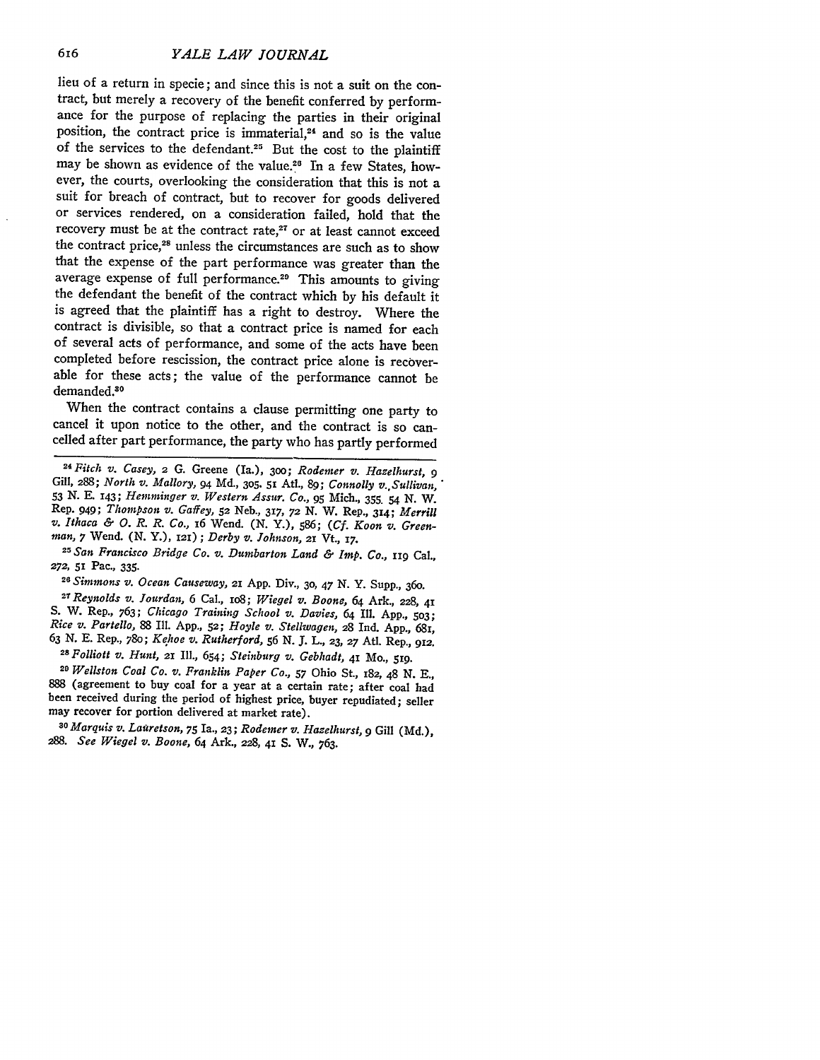lieu of a return in specie; and since this is not a suit on the contract, but merely a recovery of the benefit conferred by performance for the purpose of replacing the parties in their original position, the contract price is immaterial,[24] and so is the value of the services to the defendant.[25] But the cost to the plaintiff may be shown as evidence of the value.[26] In a few States, however, the courts, overlooking the consideration that this is not a suit for breach of contract, but to recover for goods delivered or services rendered, on a consideration failed, hold that the recovery must be at the contract rate,[27] or at least cannot exceed the contract price,[28] unless the circumstances are such as to show that the expense of the part performance was greater than the average expense of full performance.[29] This amounts to giving the defendant the benefit of the contract which by his default it is agreed that the plaintiff has a right to destroy. Where the contract is divisible, so that a contract price is named for each of several acts of performance, and some of the acts have been completed before rescission, the contract price alone is recoverable for these acts; the value of the performance cannot be demanded.[30]

When the contract contains a clause permitting one party to cancel it upon notice to the other, and the contract is so cancelled after part performance, the party who has partly performed

---

[24] *Fitch v. Casey*, 2 G. Greene (Ia.), 300; *Rodemer v. Hazelhurst*, 9 Gill, 288; *North v. Mallory*, 94 Md., 305. 51 Atl., 89; *Connolly v. Sullivan*, 53 N. E. 143; *Hemminger v. Western Assur. Co.*, 95 Mich., 355. 54 N. W. Rep. 949; *Thompson v. Gaffey*, 52 Neb., 317, 72 N. W. Rep., 314; *Merrill v. Ithaca & O. R. R. Co.*, 16 Wend. (N. Y.), 586; (*Cf. Koon v. Greenman*, 7 Wend. (N. Y.), 121); *Derby v. Johnson*, 21 Vt., 17.

[25] *San Francisco Bridge Co. v. Dumbarton Land & Imp. Co.*, 119 Cal., 272, 51 Pac., 335.

[26] *Simmons v. Ocean Causeway*, 21 App. Div., 30, 47 N. Y. Supp., 360.

[27] *Reynolds v. Jourdan*, 6 Cal., 108; *Wiegel v. Boone*, 64 Ark., 228, 41 S. W. Rep., 763; *Chicago Training School v. Davies*, 64 Ill. App., 503; *Rice v. Partello*, 88 Ill. App., 52; *Hoyle v. Stellwagen*, 28 Ind. App., 681, 63 N. E. Rep., 780; *Kehoe v. Rutherford*, 56 N. J. L., 23, 27 Atl. Rep., 912.

[28] *Folliott v. Hunt*, 21 Ill., 654; *Steinburg v. Gebhadt*, 41 Mo., 519.

[29] *Wellston Coal Co. v. Franklin Paper Co.*, 57 Ohio St., 182, 48 N. E., 888 (agreement to buy coal for a year at a certain rate; after coal had been received during the period of highest price, buyer repudiated; seller may recover for portion delivered at market rate).

[30] *Marquis v. Lauretson*, 75 Ia., 23; *Rodemer v. Hazelhurst*, 9 Gill (Md.), 288. *See Wiegel v. Boone*, 64 Ark., 228, 41 S. W., 763.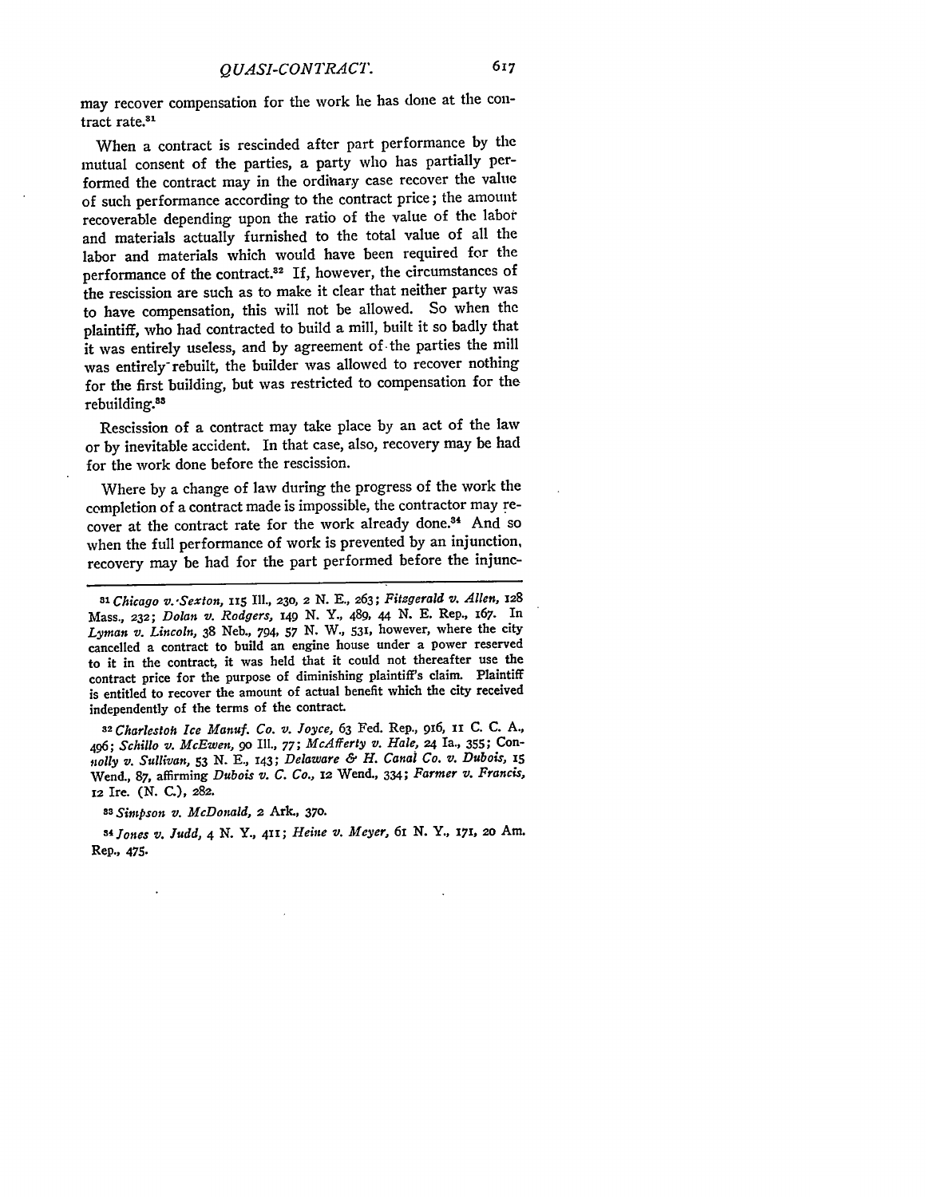may recover compensation for the work he has done at the contract rate.[31]

When a contract is rescinded after part performance by the mutual consent of the parties, a party who has partially performed the contract may in the ordinary case recover the value of such performance according to the contract price; the amount recoverable depending upon the ratio of the value of the labor and materials actually furnished to the total value of all the labor and materials which would have been required for the performance of the contract.[32] If, however, the circumstances of the rescission are such as to make it clear that neither party was to have compensation, this will not be allowed. So when the plaintiff, who had contracted to build a mill, built it so badly that it was entirely useless, and by agreement of the parties the mill was entirely rebuilt, the builder was allowed to recover nothing for the first building, but was restricted to compensation for the rebuilding.[33]

Rescission of a contract may take place by an act of the law or by inevitable accident. In that case, also, recovery may be had for the work done before the rescission.

Where by a change of law during the progress of the work the completion of a contract made is impossible, the contractor may recover at the contract rate for the work already done.[34] And so when the full performance of work is prevented by an injunction, recovery may be had for the part performed before the injunc-

---

[31] *Chicago v. Sexton*, 115 Ill., 230, 2 N. E., 263; *Fitzgerald v. Allen*, 128 Mass., 232; *Dolan v. Rodgers*, 149 N. Y., 489, 44 N. E. Rep., 167. In *Lyman v. Lincoln*, 38 Neb., 794, 57 N. W., 531, however, where the city cancelled a contract to build an engine house under a power reserved to it in the contract, it was held that it could not thereafter use the contract price for the purpose of diminishing plaintiff's claim. Plaintiff is entitled to recover the amount of actual benefit which the city received independently of the terms of the contract.

[32] *Charleston Ice Manuf. Co. v. Joyce*, 63 Fed. Rep., 916, 11 C. C. A., 496; *Schillo v. McEwen*, 90 Ill., 77; *McAfferty v. Hale*, 24 Ia., 355; *Connolly v. Sullivan*, 53 N. E., 143; *Delaware & H. Canal Co. v. Dubois*, 15 Wend., 87, affirming *Dubois v. C. Co.*, 12 Wend., 334; *Farmer v. Francis*, 12 Ire. (N. C.), 282.

[33] *Simpson v. McDonald*, 2 Ark., 370.

[34] *Jones v. Judd*, 4 N. Y., 411; *Heine v. Meyer*, 61 N. Y., 171, 20 Am. Rep., 475.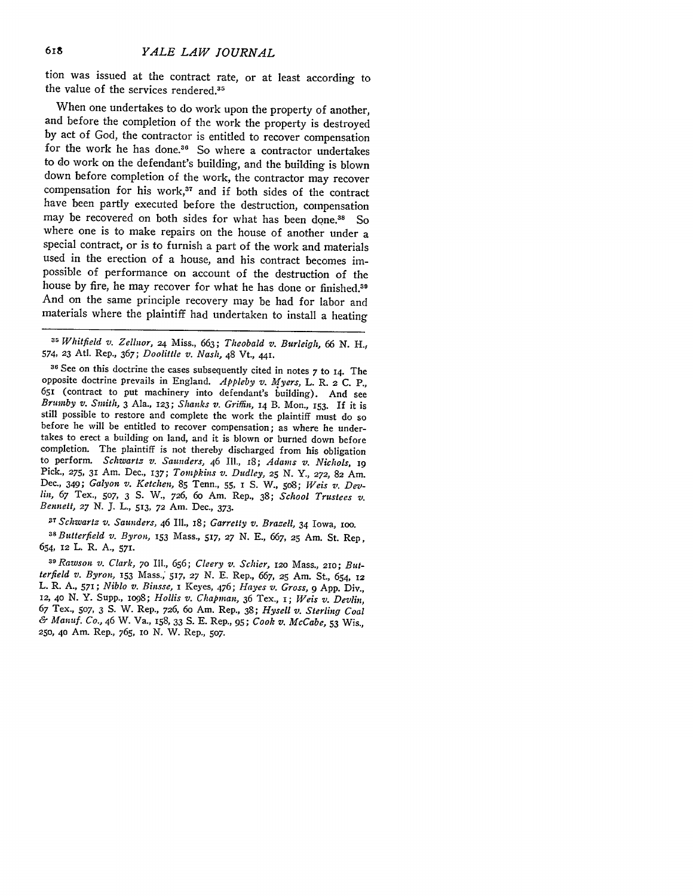tion was issued at the contract rate, or at least according to the value of the services rendered.[35]

When one undertakes to do work upon the property of another, and before the completion of the work the property is destroyed by act of God, the contractor is entitled to recover compensation for the work he has done.[36] So where a contractor undertakes to do work on the defendant's building, and the building is blown down before completion of the work, the contractor may recover compensation for his work,[37] and if both sides of the contract have been partly executed before the destruction, compensation may be recovered on both sides for what has been done.[38] So where one is to make repairs on the house of another under a special contract, or is to furnish a part of the work and materials used in the erection of a house, and his contract becomes impossible of performance on account of the destruction of the house by fire, he may recover for what he has done or finished.[39] And on the same principle recovery may be had for labor and materials where the plaintiff had undertaken to install a heating

---

[35] *Whitfield v. Zellnor*, 24 Miss., 663; *Theobald v. Burleigh*, 66 N. H., 574, 23 Atl. Rep., 367; *Doolittle v. Nash*, 48 Vt., 441.

[36] See on this doctrine the cases subsequently cited in notes 7 to 14. The opposite doctrine prevails in England. *Appleby v. Myers*, L. R. 2 C. P., 651 (contract to put machinery into defendant's building). And see *Brumby v. Smith*, 3 Ala., 123; *Shanks v. Griffin*, 14 B. Mon., 153. If it is still possible to restore and complete the work the plaintiff must do so before he will be entitled to recover compensation; as where he undertakes to erect a building on land, and it is blown or burned down before completion. The plaintiff is not thereby discharged from his obligation to perform. *Schwartz v. Saunders*, 46 Ill., 18; *Adams v. Nichols*, 19 Pick., 275, 31 Am. Dec., 137; *Tompkins v. Dudley*, 25 N. Y., 272, 82 Am. Dec., 349; *Galyon v. Ketchen*, 85 Tenn., 55, 1 S. W., 508; *Weis v. Devlin*, 67 Tex., 507, 3 S. W., 726, 60 Am. Rep., 38; *School Trustees v. Bennett*, 27 N. J. L., 513, 72 Am. Dec., 373.

[37] *Schwartz v. Saunders*, 46 Ill., 18; *Garretty v. Brazell*, 34 Iowa, 100.

[38] *Butterfield v. Byron*, 153 Mass., 517, 27 N. E., 667, 25 Am. St. Rep, 654, 12 L. R. A., 571.

[39] *Rawson v. Clark*, 70 Ill., 656; *Cleery v. Schier*, 120 Mass., 210; *Butterfield v. Byron*, 153 Mass., 517, 27 N. E. Rep., 667, 25 Am. St., 654, 12 L. R. A., 571; *Niblo v. Binsse*, 1 Keyes, 476; *Hayes v. Gross*, 9 App. Div., 12, 40 N. Y. Supp., 1098; *Hollis v. Chapman*, 36 Tex., 1; *Weis v. Devlin*, 67 Tex., 507, 3 S. W. Rep., 726, 60 Am. Rep., 38; *Hysell v. Sterling Coal & Manuf. Co.*, 46 W. Va., 158, 33 S. E. Rep., 95; *Cook v. McCabe*, 53 Wis., 250, 40 Am. Rep., 765, 10 N. W. Rep., 507.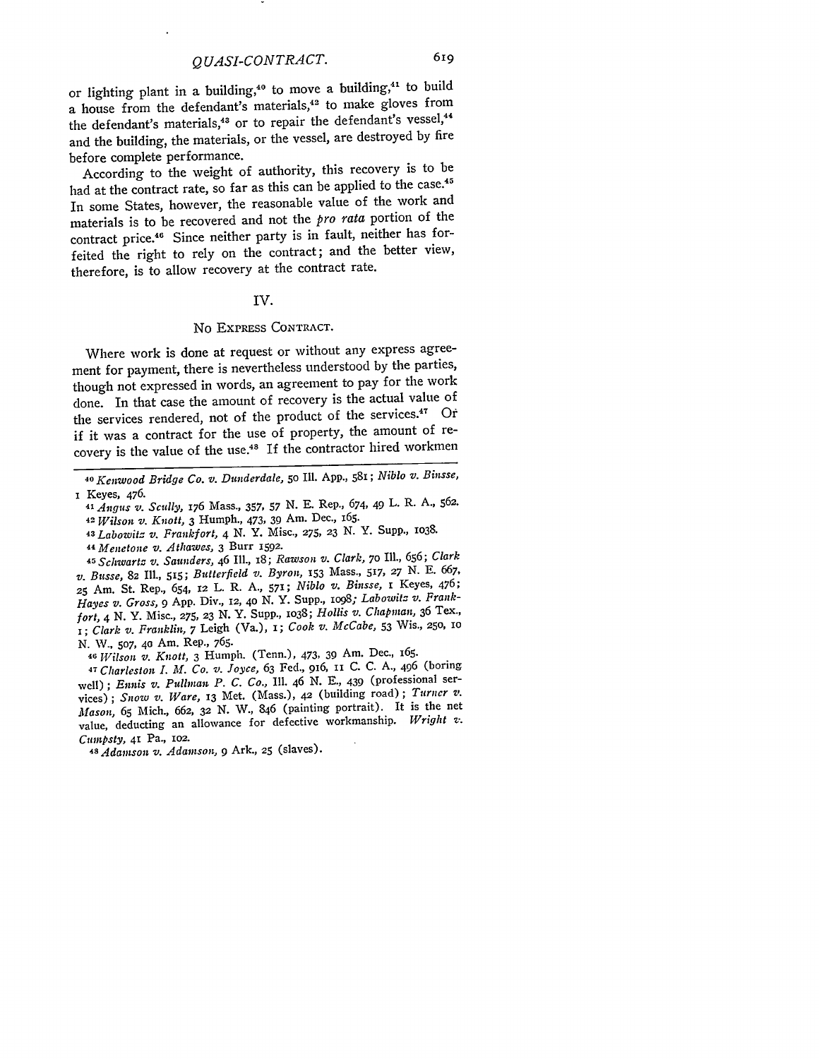or lighting plant in a building,[40] to move a building,[41] to build a house from the defendant's materials,[42] to make gloves from the defendant's materials,[43] or to repair the defendant's vessel,[44] and the building, the materials, or the vessel, are destroyed by fire before complete performance.

According to the weight of authority, this recovery is to be had at the contract rate, so far as this can be applied to the case.[45] In some States, however, the reasonable value of the work and materials is to be recovered and not the *pro rata* portion of the contract price.[46] Since neither party is in fault, neither has forfeited the right to rely on the contract; and the better view, therefore, is to allow recovery at the contract rate.

## IV.

### No Express Contract.

Where work is done at request or without any express agreement for payment, there is nevertheless understood by the parties, though not expressed in words, an agreement to pay for the work done. In that case the amount of recovery is the actual value of the services rendered, not of the product of the services.[47] Or if it was a contract for the use of property, the amount of recovery is the value of the use.[48] If the contractor hired workmen

---

[40] *Kenwood Bridge Co. v. Dunderdale*, 50 Ill. App., 581; *Niblo v. Binsse*, 1 Keyes, 476.

[41] *Angus v. Scully*, 176 Mass., 357, 57 N. E. Rep., 674, 49 L. R. A., 562.

[42] *Wilson v. Knott*, 3 Humph., 473, 39 Am. Dec., 165.

[43] *Labowitz v. Frankfort*, 4 N. Y. Misc., 275, 23 N. Y. Supp., 1038.

[44] *Menetone v. Athawes*, 3 Burr 1592.

[45] *Schwartz v. Saunders*, 46 Ill., 18; *Rawson v. Clark*, 70 Ill., 656; *Clark v. Busse*, 82 Ill., 515; *Butterfield v. Byron*, 153 Mass., 517, 27 N. E. 667, 25 Am. St. Rep., 654, 12 L. R. A., 571; *Niblo v. Binsse*, 1 Keyes, 476; *Hayes v. Gross*, 9 App. Div., 12, 40 N. Y. Supp., 1098; *Labowitz v. Frankfort*, 4 N. Y. Misc., 275, 23 N. Y. Supp., 1038; *Hollis v. Chapman*, 36 Tex., 1; *Clark v. Franklin*, 7 Leigh (Va.), 1; *Cook v. McCabe*, 53 Wis., 250, 10 N. W., 507, 40 Am. Rep., 765.

[46] *Wilson v. Knott*, 3 Humph. (Tenn.), 473, 39 Am. Dec., 165.

[47] *Charleston I. M. Co. v. Joyce*, 63 Fed., 916, 11 C. C. A., 496 (boring well); *Ennis v. Pullman P. C. Co.*, Ill. 46 N. E., 439 (professional services); *Snow v. Ware*, 13 Met. (Mass.), 42 (building road); *Turner v. Mason*, 65 Mich., 662, 32 N. W., 846 (painting portrait). It is the net value, deducting an allowance for defective workmanship. *Wright v. Cumpsty*, 41 Pa., 102.

[48] *Adamson v. Adamson*, 9 Ark., 25 (slaves).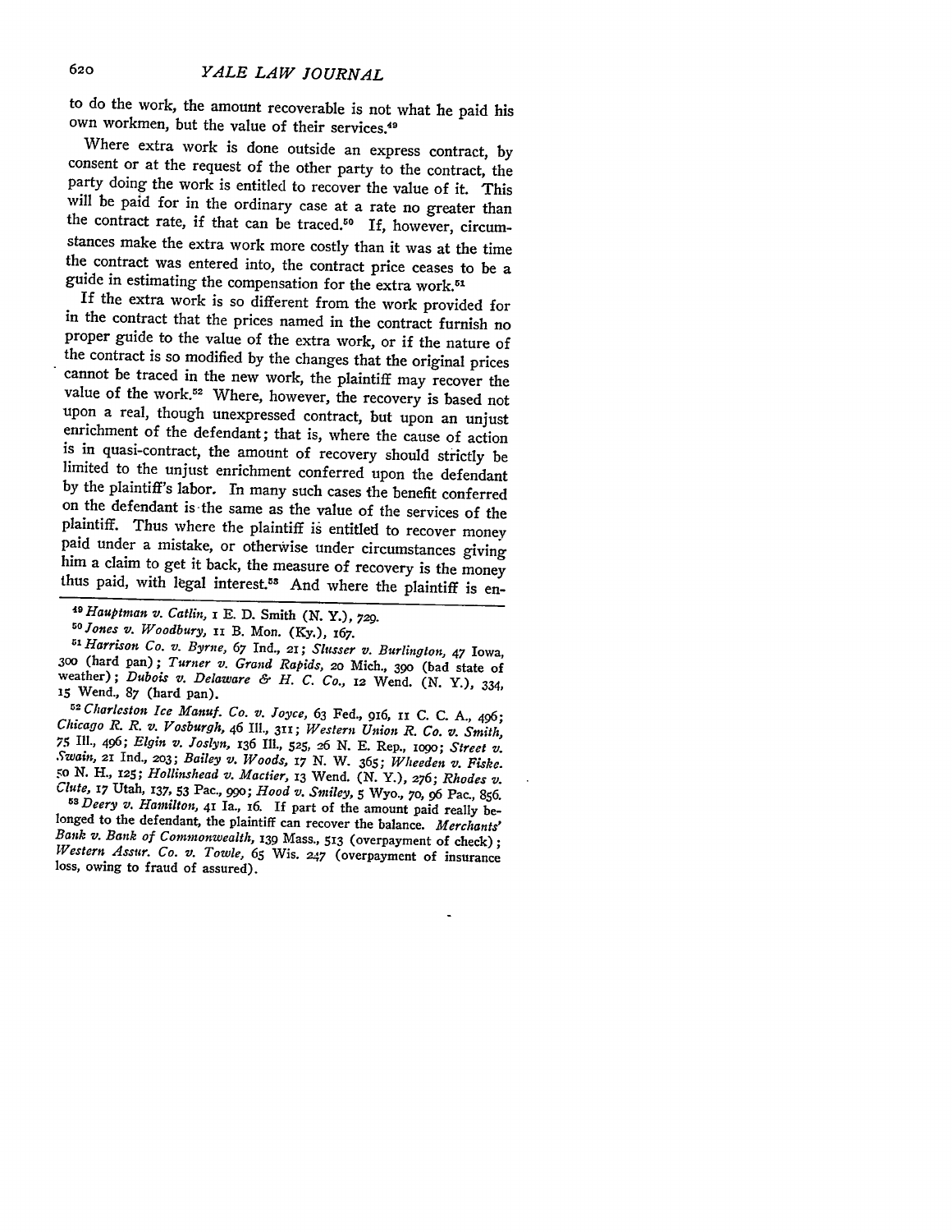to do the work, the amount recoverable is not what he paid his own workmen, but the value of their services.[49]

Where extra work is done outside an express contract, by consent or at the request of the other party to the contract, the party doing the work is entitled to recover the value of it. This will be paid for in the ordinary case at a rate no greater than the contract rate, if that can be traced.[50] If, however, circumstances make the extra work more costly than it was at the time the contract was entered into, the contract price ceases to be a guide in estimating the compensation for the extra work.[51]

If the extra work is so different from the work provided for in the contract that the prices named in the contract furnish no proper guide to the value of the extra work, or if the nature of the contract is so modified by the changes that the original prices cannot be traced in the new work, the plaintiff may recover the value of the work.[52] Where, however, the recovery is based not upon a real, though unexpressed contract, but upon an unjust enrichment of the defendant; that is, where the cause of action is in quasi-contract, the amount of recovery should strictly be limited to the unjust enrichment conferred upon the defendant by the plaintiff's labor. In many such cases the benefit conferred on the defendant is the same as the value of the services of the plaintiff. Thus where the plaintiff is entitled to recover money paid under a mistake, or otherwise under circumstances giving him a claim to get it back, the measure of recovery is the money thus paid, with legal interest.[53] And where the plaintiff is en-

[49] *Hauptman v. Catlin*, 1 E. D. Smith (N. Y.), 729.

[50] *Jones v. Woodbury*, 11 B. Mon. (Ky.), 167.

[51] *Harrison Co. v. Byrne*, 67 Ind., 21; *Slusser v. Burlington*, 47 Iowa, 300 (hard pan); *Turner v. Grand Rapids*, 20 Mich., 390 (bad state of weather); *Dubois v. Delaware & H. C. Co.*, 12 Wend. (N. Y.), 334, 15 Wend., 87 (hard pan).

[52] *Charleston Ice Manuf. Co. v. Joyce*, 63 Fed., 916, 11 C. C. A., 496; *Chicago R. R. v. Vosburgh*, 46 Ill., 311; *Western Union R. Co. v. Smith*, 75 Ill., 496; *Elgin v. Joslyn*, 136 Ill., 525, 26 N. E. Rep., 1090; *Street v. Swain*, 21 Ind., 203; *Bailey v. Woods*, 17 N. W. 365; *Wheeden v. Fiske*. 50 N. H., 125; *Hollinshead v. Mactier*, 13 Wend. (N. Y.), 276; *Rhodes v. Clute*, 17 Utah, 137, 53 Pac., 990; *Hood v. Smiley*, 5 Wyo., 70, 96 Pac., 856.

[53] *Deery v. Hamilton*, 41 Ia., 16. If part of the amount paid really belonged to the defendant, the plaintiff can recover the balance. *Merchants' Bank v. Bank of Commonwealth*, 139 Mass., 513 (overpayment of check); *Western Assur. Co. v. Towle*, 65 Wis. 247 (overpayment of insurance loss, owing to fraud of assured).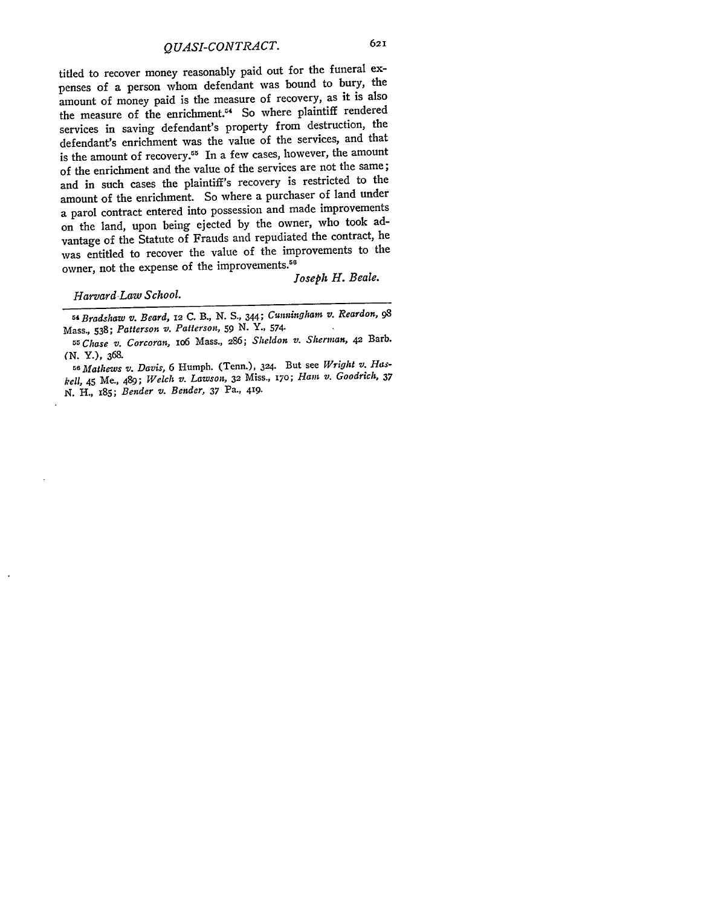titled to recover money reasonably paid out for the funeral expenses of a person whom defendant was bound to bury, the amount of money paid is the measure of recovery, as it is also the measure of the enrichment.[54] So where plaintiff rendered services in saving defendant's property from destruction, the defendant's enrichment was the value of the services, and that is the amount of recovery.[55] In a few cases, however, the amount of the enrichment and the value of the services are not the same; and in such cases the plaintiff's recovery is restricted to the amount of the enrichment. So where a purchaser of land under a parol contract entered into possession and made improvements on the land, upon being ejected by the owner, who took advantage of the Statute of Frauds and repudiated the contract, he was entitled to recover the value of the improvements to the owner, not the expense of the improvements.[56]

*Joseph H. Beale.*

*Harvard Law School.*

---

[54] *Bradshaw v. Beard*, 12 C. B., N. S., 344; *Cunningham v. Reardon*, 98 Mass., 538; *Patterson v. Patterson*, 59 N. Y., 574.

[55] *Chase v. Corcoran*, 106 Mass., 286; *Sheldon v. Sherman*, 42 Barb. (N. Y.), 368.

[56] *Mathews v. Davis*, 6 Humph. (Tenn.), 324. But see *Wright v. Haskell*, 45 Me., 489; *Welch v. Lawson*, 32 Miss., 170; *Ham v. Goodrich*, 37 N. H., 185; *Bender v. Bender*, 37 Pa., 419.